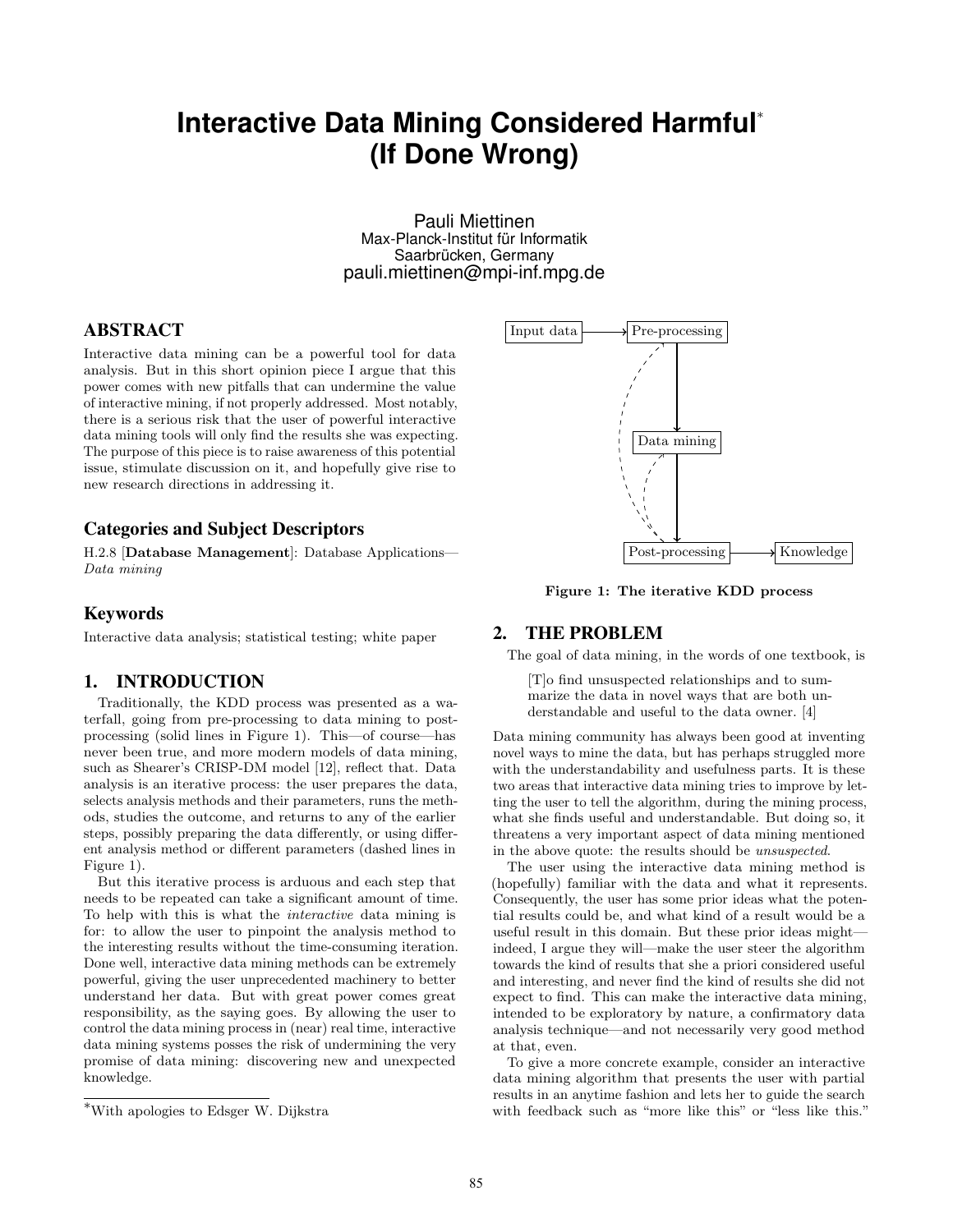# Interactive Data Mining Considered Harmful* (If Done Wrong)

Pauli Miettinen
Max-Planck-Institut für Informatik
Saarbrücken, Germany
pauli.miettinen@mpi-inf.mpg.de

## ABSTRACT

Interactive data mining can be a powerful tool for data analysis. But in this short opinion piece I argue that this power comes with new pitfalls that can undermine the value of interactive mining, if not properly addressed. Most notably, there is a serious risk that the user of powerful interactive data mining tools will only find the results she was expecting. The purpose of this piece is to raise awareness of this potential issue, stimulate discussion on it, and hopefully give rise to new research directions in addressing it.

### Categories and Subject Descriptors

H.2.8 [**Database Management**]: Database Applications—*Data mining*

### Keywords

Interactive data analysis; statistical testing; white paper

## 1. INTRODUCTION

Traditionally, the KDD process was presented as a waterfall, going from pre-processing to data mining to post-processing (solid lines in Figure 1). This—of course—has never been true, and more modern models of data mining, such as Shearer's CRISP-DM model [12], reflect that. Data analysis is an iterative process: the user prepares the data, selects analysis methods and their parameters, runs the methods, studies the outcome, and returns to any of the earlier steps, possibly preparing the data differently, or using different analysis method or different parameters (dashed lines in Figure 1).

But this iterative process is arduous and each step that needs to be repeated can take a significant amount of time. To help with this is what the *interactive* data mining is for: to allow the user to pinpoint the analysis method to the interesting results without the time-consuming iteration. Done well, interactive data mining methods can be extremely powerful, giving the user unprecedented machinery to better understand her data. But with great power comes great responsibility, as the saying goes. By allowing the user to control the data mining process in (near) real time, interactive data mining systems posses the risk of undermining the very promise of data mining: discovering new and unexpected knowledge.

*With apologies to Edsger W. Dijkstra

```
Input data ──→ Pre-processing
                    │
                    ↓
               Data mining
                    │
                    ↓
             Post-processing ──→ Knowledge
```

**Figure 1: The iterative KDD process**

## 2. THE PROBLEM

The goal of data mining, in the words of one textbook, is

> [T]o find unsuspected relationships and to summarize the data in novel ways that are both understandable and useful to the data owner. [4]

Data mining community has always been good at inventing novel ways to mine the data, but has perhaps struggled more with the understandability and usefulness parts. It is these two areas that interactive data mining tries to improve by letting the user to tell the algorithm, during the mining process, what she finds useful and understandable. But doing so, it threatens a very important aspect of data mining mentioned in the above quote: the results should be *unsuspected*.

The user using the interactive data mining method is (hopefully) familiar with the data and what it represents. Consequently, the user has some prior ideas what the potential results could be, and what kind of a result would be a useful result in this domain. But these prior ideas might—indeed, I argue they will—make the user steer the algorithm towards the kind of results that she a priori considered useful and interesting, and never find the kind of results she did not expect to find. This can make the interactive data mining, intended to be exploratory by nature, a confirmatory data analysis technique—and not necessarily very good method at that, even.

To give a more concrete example, consider an interactive data mining algorithm that presents the user with partial results in an anytime fashion and lets her to guide the search with feedback such as "more like this" or "less like this."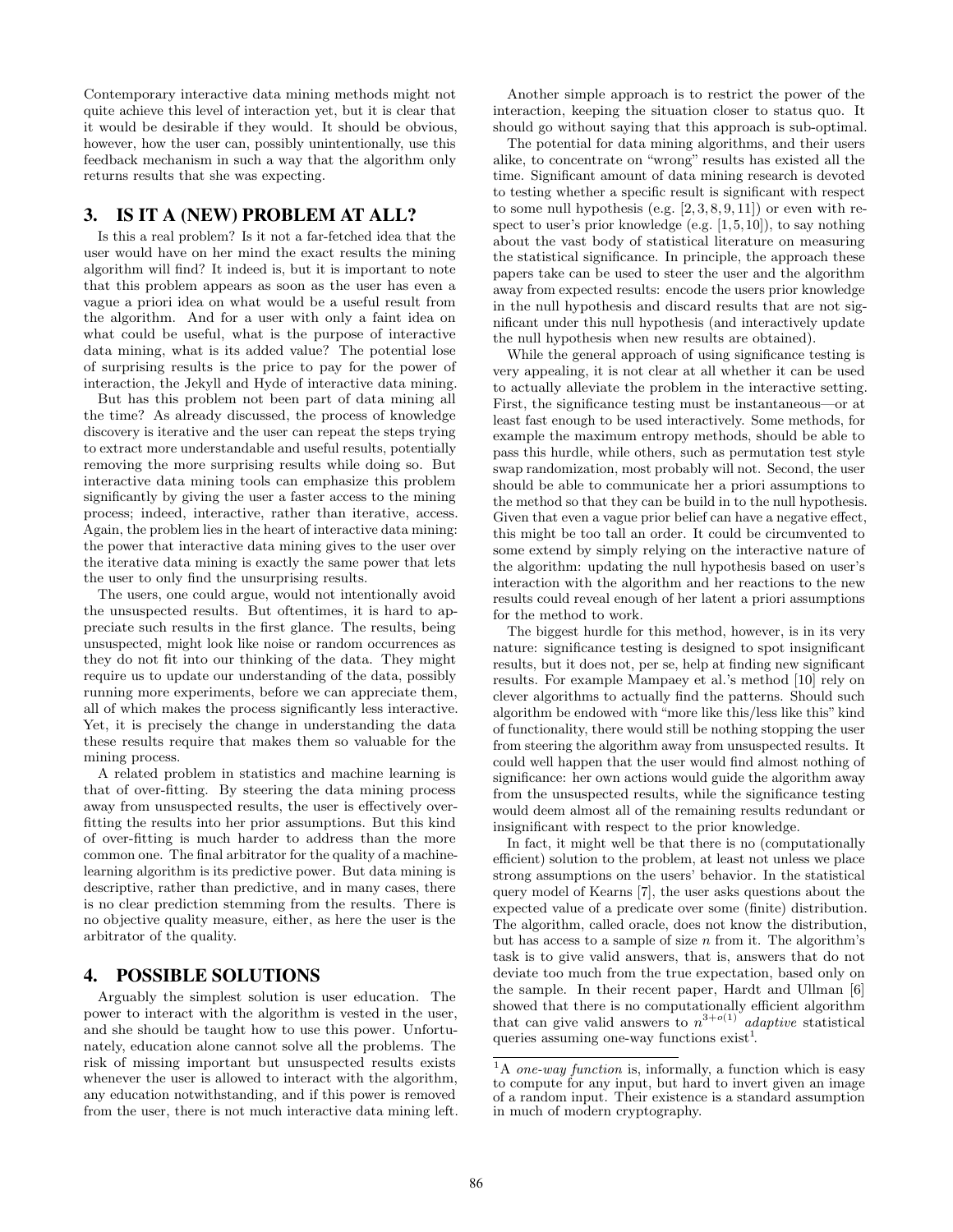Contemporary interactive data mining methods might not quite achieve this level of interaction yet, but it is clear that it would be desirable if they would. It should be obvious, however, how the user can, possibly unintentionally, use this feedback mechanism in such a way that the algorithm only returns results that she was expecting.

## 3. IS IT A (NEW) PROBLEM AT ALL?

Is this a real problem? Is it not a far-fetched idea that the user would have on her mind the exact results the mining algorithm will find? It indeed is, but it is important to note that this problem appears as soon as the user has even a vague a priori idea on what would be a useful result from the algorithm. And for a user with only a faint idea on what could be useful, what is the purpose of interactive data mining, what is its added value? The potential lose of surprising results is the price to pay for the power of interaction, the Jekyll and Hyde of interactive data mining.

But has this problem not been part of data mining all the time? As already discussed, the process of knowledge discovery is iterative and the user can repeat the steps trying to extract more understandable and useful results, potentially removing the more surprising results while doing so. But interactive data mining tools can emphasize this problem significantly by giving the user a faster access to the mining process; indeed, interactive, rather than iterative, access. Again, the problem lies in the heart of interactive data mining: the power that interactive data mining gives to the user over the iterative data mining is exactly the same power that lets the user to only find the unsurprising results.

The users, one could argue, would not intentionally avoid the unsuspected results. But oftentimes, it is hard to appreciate such results in the first glance. The results, being unsuspected, might look like noise or random occurrences as they do not fit into our thinking of the data. They might require us to update our understanding of the data, possibly running more experiments, before we can appreciate them, all of which makes the process significantly less interactive. Yet, it is precisely the change in understanding the data these results require that makes them so valuable for the mining process.

A related problem in statistics and machine learning is that of over-fitting. By steering the data mining process away from unsuspected results, the user is effectively over-fitting the results into her prior assumptions. But this kind of over-fitting is much harder to address than the more common one. The final arbitrator for the quality of a machine-learning algorithm is its predictive power. But data mining is descriptive, rather than predictive, and in many cases, there is no clear prediction stemming from the results. There is no objective quality measure, either, as here the user is the arbitrator of the quality.

## 4. POSSIBLE SOLUTIONS

Arguably the simplest solution is user education. The power to interact with the algorithm is vested in the user, and she should be taught how to use this power. Unfortunately, education alone cannot solve all the problems. The risk of missing important but unsuspected results exists whenever the user is allowed to interact with the algorithm, any education notwithstanding, and if this power is removed from the user, there is not much interactive data mining left.

Another simple approach is to restrict the power of the interaction, keeping the situation closer to status quo. It should go without saying that this approach is sub-optimal.

The potential for data mining algorithms, and their users alike, to concentrate on "wrong" results has existed all the time. Significant amount of data mining research is devoted to testing whether a specific result is significant with respect to some null hypothesis (e.g. [2, 3, 8, 9, 11]) or even with respect to user's prior knowledge (e.g. [1, 5, 10]), to say nothing about the vast body of statistical literature on measuring the statistical significance. In principle, the approach these papers take can be used to steer the user and the algorithm away from expected results: encode the users prior knowledge in the null hypothesis and discard results that are not significant under this null hypothesis (and interactively update the null hypothesis when new results are obtained).

While the general approach of using significance testing is very appealing, it is not clear at all whether it can be used to actually alleviate the problem in the interactive setting. First, the significance testing must be instantaneous—or at least fast enough to be used interactively. Some methods, for example the maximum entropy methods, should be able to pass this hurdle, while others, such as permutation test style swap randomization, most probably will not. Second, the user should be able to communicate her a priori assumptions to the method so that they can be build in to the null hypothesis. Given that even a vague prior belief can have a negative effect, this might be too tall an order. It could be circumvented to some extend by simply relying on the interactive nature of the algorithm: updating the null hypothesis based on user's interaction with the algorithm and her reactions to the new results could reveal enough of her latent a priori assumptions for the method to work.

The biggest hurdle for this method, however, is in its very nature: significance testing is designed to spot insignificant results, but it does not, per se, help at finding new significant results. For example Mampaey et al.'s method [10] rely on clever algorithms to actually find the patterns. Should such algorithm be endowed with "more like this/less like this" kind of functionality, there would still be nothing stopping the user from steering the algorithm away from unsuspected results. It could well happen that the user would find almost nothing of significance: her own actions would guide the algorithm away from the unsuspected results, while the significance testing would deem almost all of the remaining results redundant or insignificant with respect to the prior knowledge.

In fact, it might well be that there is no (computationally efficient) solution to the problem, at least not unless we place strong assumptions on the users' behavior. In the statistical query model of Kearns [7], the user asks questions about the expected value of a predicate over some (finite) distribution. The algorithm, called oracle, does not know the distribution, but has access to a sample of size $n$ from it. The algorithm's task is to give valid answers, that is, answers that do not deviate too much from the true expectation, based only on the sample. In their recent paper, Hardt and Ullman [6] showed that there is no computationally efficient algorithm that can give valid answers to $n^{3+o(1)}$ *adaptive* statistical queries assuming one-way functions exist[1].

[1] A *one-way function* is, informally, a function which is easy to compute for any input, but hard to invert given an image of a random input. Their existence is a standard assumption in much of modern cryptography.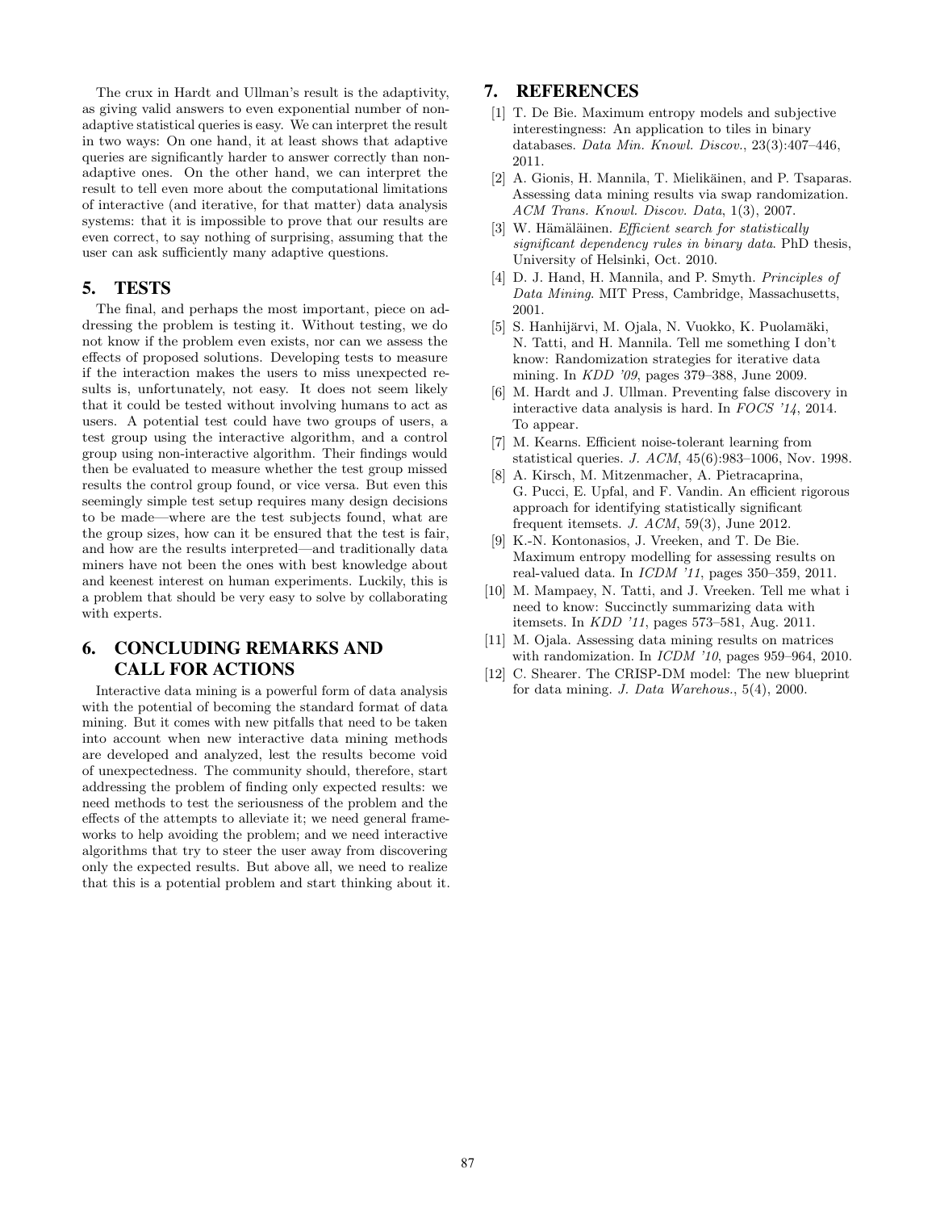The crux in Hardt and Ullman's result is the adaptivity, as giving valid answers to even exponential number of non-adaptive statistical queries is easy. We can interpret the result in two ways: On one hand, it at least shows that adaptive queries are significantly harder to answer correctly than non-adaptive ones. On the other hand, we can interpret the result to tell even more about the computational limitations of interactive (and iterative, for that matter) data analysis systems: that it is impossible to prove that our results are even correct, to say nothing of surprising, assuming that the user can ask sufficiently many adaptive questions.

## 5. TESTS

The final, and perhaps the most important, piece on addressing the problem is testing it. Without testing, we do not know if the problem even exists, nor can we assess the effects of proposed solutions. Developing tests to measure if the interaction makes the users to miss unexpected results is, unfortunately, not easy. It does not seem likely that it could be tested without involving humans to act as users. A potential test could have two groups of users, a test group using the interactive algorithm, and a control group using non-interactive algorithm. Their findings would then be evaluated to measure whether the test group missed results the control group found, or vice versa. But even this seemingly simple test setup requires many design decisions to be made—where are the test subjects found, what are the group sizes, how can it be ensured that the test is fair, and how are the results interpreted—and traditionally data miners have not been the ones with best knowledge about and keenest interest on human experiments. Luckily, this is a problem that should be very easy to solve by collaborating with experts.

## 6. CONCLUDING REMARKS AND CALL FOR ACTIONS

Interactive data mining is a powerful form of data analysis with the potential of becoming the standard format of data mining. But it comes with new pitfalls that need to be taken into account when new interactive data mining methods are developed and analyzed, lest the results become void of unexpectedness. The community should, therefore, start addressing the problem of finding only expected results: we need methods to test the seriousness of the problem and the effects of the attempts to alleviate it; we need general frameworks to help avoiding the problem; and we need interactive algorithms that try to steer the user away from discovering only the expected results. But above all, we need to realize that this is a potential problem and start thinking about it.

## 7. REFERENCES

[1] T. De Bie. Maximum entropy models and subjective interestingness: An application to tiles in binary databases. *Data Min. Knowl. Discov.*, 23(3):407–446, 2011.

[2] A. Gionis, H. Mannila, T. Mielikäinen, and P. Tsaparas. Assessing data mining results via swap randomization. *ACM Trans. Knowl. Discov. Data*, 1(3), 2007.

[3] W. Hämäläinen. *Efficient search for statistically significant dependency rules in binary data*. PhD thesis, University of Helsinki, Oct. 2010.

[4] D. J. Hand, H. Mannila, and P. Smyth. *Principles of Data Mining*. MIT Press, Cambridge, Massachusetts, 2001.

[5] S. Hanhijärvi, M. Ojala, N. Vuokko, K. Puolamäki, N. Tatti, and H. Mannila. Tell me something I don't know: Randomization strategies for iterative data mining. In *KDD '09*, pages 379–388, June 2009.

[6] M. Hardt and J. Ullman. Preventing false discovery in interactive data analysis is hard. In *FOCS '14*, 2014. To appear.

[7] M. Kearns. Efficient noise-tolerant learning from statistical queries. *J. ACM*, 45(6):983–1006, Nov. 1998.

[8] A. Kirsch, M. Mitzenmacher, A. Pietracaprina, G. Pucci, E. Upfal, and F. Vandin. An efficient rigorous approach for identifying statistically significant frequent itemsets. *J. ACM*, 59(3), June 2012.

[9] K.-N. Kontonasios, J. Vreeken, and T. De Bie. Maximum entropy modelling for assessing results on real-valued data. In *ICDM '11*, pages 350–359, 2011.

[10] M. Mampaey, N. Tatti, and J. Vreeken. Tell me what i need to know: Succinctly summarizing data with itemsets. In *KDD '11*, pages 573–581, Aug. 2011.

[11] M. Ojala. Assessing data mining results on matrices with randomization. In *ICDM '10*, pages 959–964, 2010.

[12] C. Shearer. The CRISP-DM model: The new blueprint for data mining. *J. Data Warehous.*, 5(4), 2000.